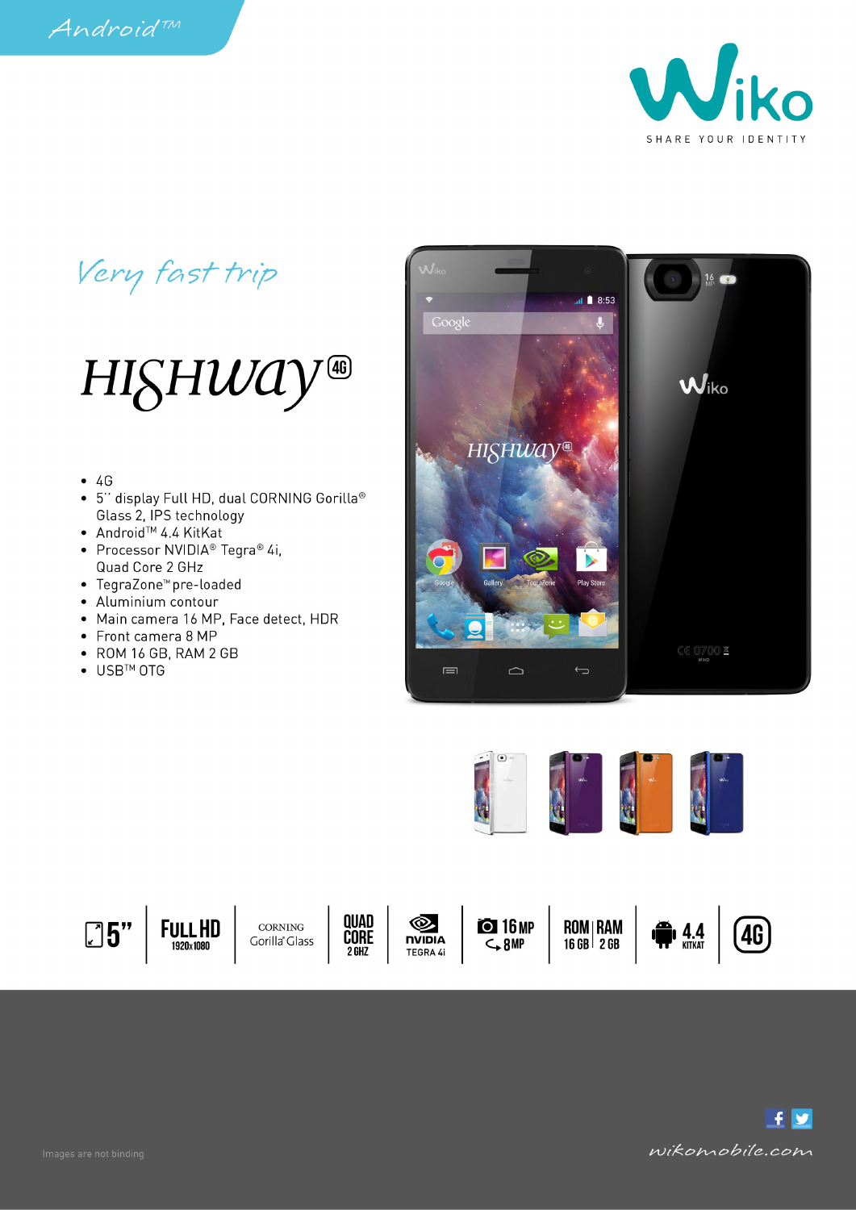Android™

Wiko

SHARE YOUR IDENTITY

*Very fast trip*

# HIGHWAY 4G

- 4G
- 5'' display Full HD, dual CORNING Gorilla® Glass 2, IPS technology
- Android™ 4.4 KitKat
- Processor NVIDIA® Tegra® 4i, Quad Core 2 GHz
- TegraZone™ pre-loaded
- Aluminium contour
- Main camera 16 MP, Face detect, HDR
- Front camera 8 MP
- ROM 16 GB, RAM 2 GB
- USB™ OTG

5'' | FULL HD 1920x1080 | CORNING Gorilla® Glass | QUAD CORE 2 GHZ | NVIDIA TEGRA 4i | 16 MP 8 MP | ROM 16 GB RAM 2 GB | 4.4 KITKAT | 4G

Images are not binding

wikomobile.com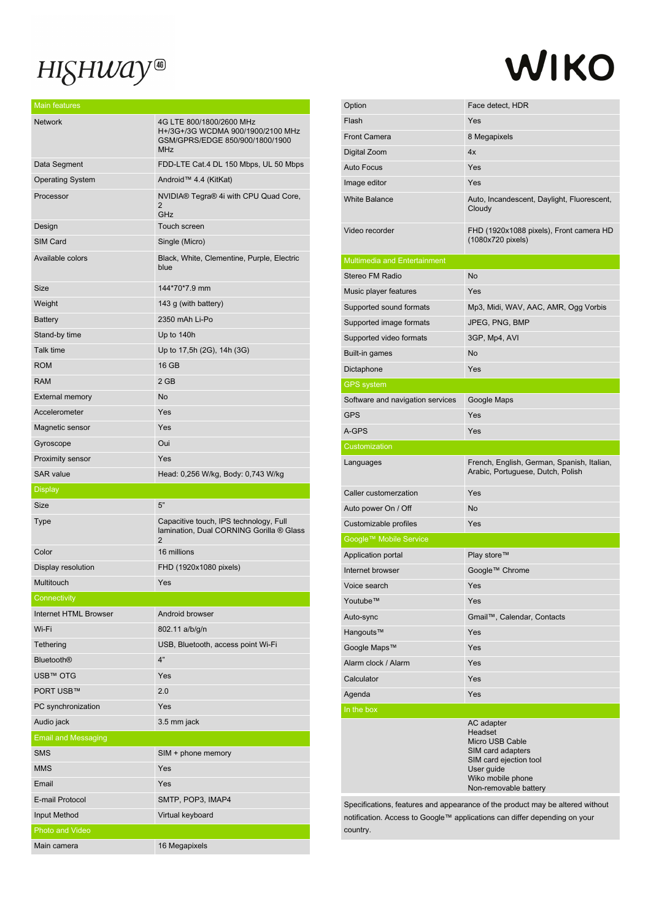# HIGHWAY 4G

# WIKO

| Main features | |
|---|---|
| Network | 4G LTE 800/1800/2600 MHz H+/3G+/3G WCDMA 900/1900/2100 MHz GSM/GPRS/EDGE 850/900/1800/1900 MHz |
| Data Segment | FDD-LTE Cat.4 DL 150 Mbps, UL 50 Mbps |
| Operating System | Android™ 4.4 (KitKat) |
| Processor | NVIDIA® Tegra® 4i with CPU Quad Core, 2 GHz |
| Design | Touch screen |
| SIM Card | Single (Micro) |
| Available colors | Black, White, Clementine, Purple, Electric blue |
| Size | 144*70*7.9 mm |
| Weight | 143 g (with battery) |
| Battery | 2350 mAh Li-Po |
| Stand-by time | Up to 140h |
| Talk time | Up to 17,5h (2G), 14h (3G) |
| ROM | 16 GB |
| RAM | 2 GB |
| External memory | No |
| Accelerometer | Yes |
| Magnetic sensor | Yes |
| Gyroscope | Oui |
| Proximity sensor | Yes |
| SAR value | Head: 0,256 W/kg, Body: 0,743 W/kg |
| **Display** | |
| Size | 5" |
| Type | Capacitive touch, IPS technology, Full lamination, Dual CORNING Gorilla ® Glass 2 |
| Color | 16 millions |
| Display resolution | FHD (1920x1080 pixels) |
| Multitouch | Yes |
| **Connectivity** | |
| Internet HTML Browser | Android browser |
| Wi-Fi | 802.11 a/b/g/n |
| Tethering | USB, Bluetooth, access point Wi-Fi |
| Bluetooth® | 4" |
| USB™ OTG | Yes |
| PORT USB™ | 2.0 |
| PC synchronization | Yes |
| Audio jack | 3.5 mm jack |
| **Email and Messaging** | |
| SMS | SIM + phone memory |
| MMS | Yes |
| Email | Yes |
| E-mail Protocol | SMTP, POP3, IMAP4 |
| Input Method | Virtual keyboard |
| **Photo and Video** | |
| Main camera | 16 Megapixels |
| Option | Face detect, HDR |
| Flash | Yes |
| Front Camera | 8 Megapixels |
| Digital Zoom | 4x |
| Auto Focus | Yes |
| Image editor | Yes |
| White Balance | Auto, Incandescent, Daylight, Fluorescent, Cloudy |
| Video recorder | FHD (1920x1088 pixels), Front camera HD (1080x720 pixels) |
| **Multimedia and Entertainment** | |
| Stereo FM Radio | No |
| Music player features | Yes |
| Supported sound formats | Mp3, Midi, WAV, AAC, AMR, Ogg Vorbis |
| Supported image formats | JPEG, PNG, BMP |
| Supported video formats | 3GP, Mp4, AVI |
| Built-in games | No |
| Dictaphone | Yes |
| **GPS system** | |
| Software and navigation services | Google Maps |
| GPS | Yes |
| A-GPS | Yes |
| **Customization** | |
| Languages | French, English, German, Spanish, Italian, Arabic, Portuguese, Dutch, Polish |
| Caller customerzation | Yes |
| Auto power On / Off | No |
| Customizable profiles | Yes |
| **Google™ Mobile Service** | |
| Application portal | Play store™ |
| Internet browser | Google™ Chrome |
| Voice search | Yes |
| Youtube™ | Yes |
| Auto-sync | Gmail™, Calendar, Contacts |
| Hangouts™ | Yes |
| Google Maps™ | Yes |
| Alarm clock / Alarm | Yes |
| Calculator | Yes |
| Agenda | Yes |
| **In the box** | |
| | AC adapter<br>Headset<br>Micro USB Cable<br>SIM card adapters<br>SIM card ejection tool<br>User guide<br>Wiko mobile phone<br>Non-removable battery |

Specifications, features and appearance of the product may be altered without notification. Access to Google™ applications can differ depending on your country.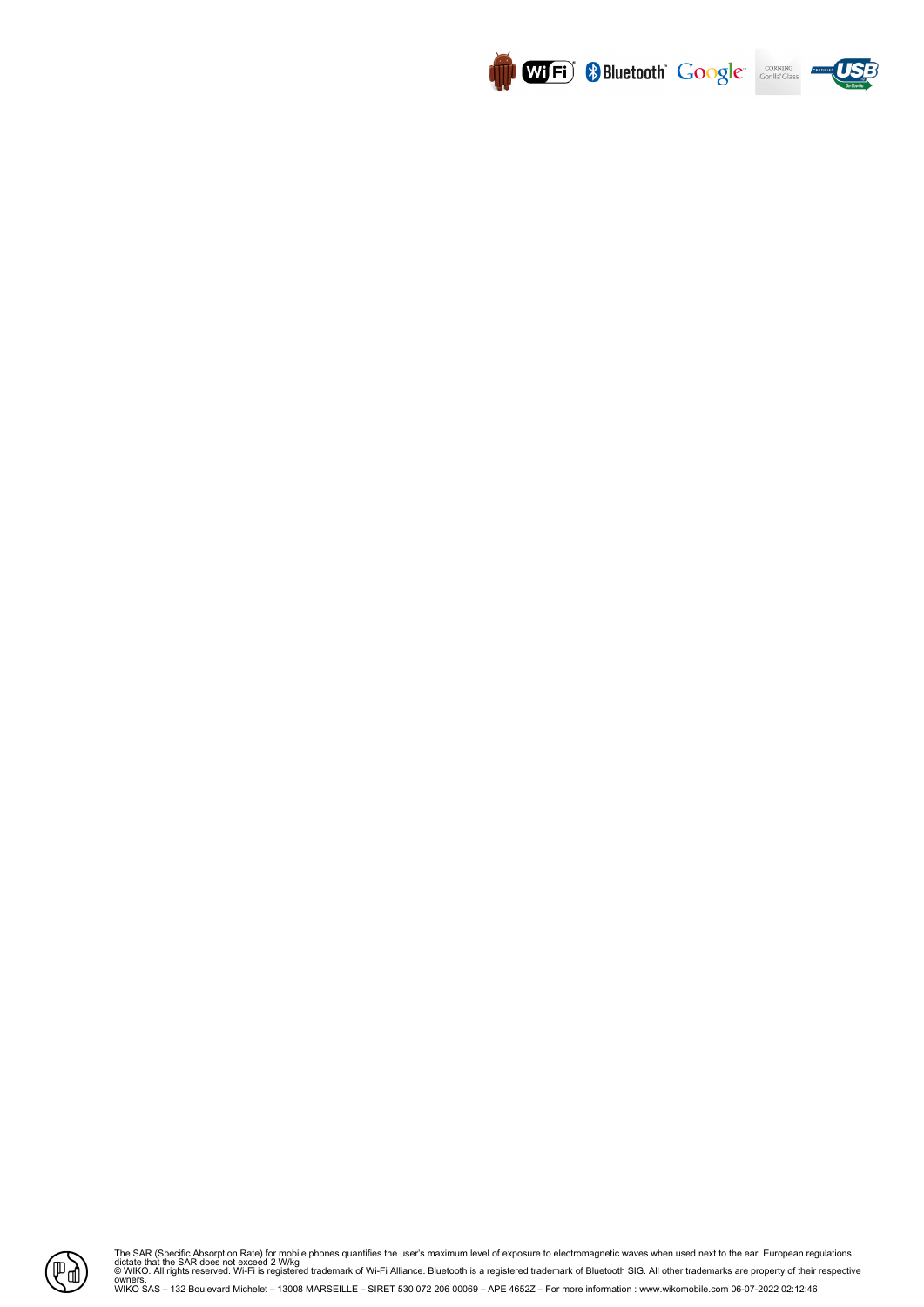The SAR (Specific Absorption Rate) for mobile phones quantifies the user's maximum level of exposure to electromagnetic waves when used next to the ear. European regulations dictate that the SAR does not exceed 2 W/kg
© WIKO. All rights reserved. Wi-Fi is registered trademark of Wi-Fi Alliance. Bluetooth is a registered trademark of Bluetooth SIG. All other trademarks are property of their respective owners.
WIKO SAS – 132 Boulevard Michelet – 13008 MARSEILLE – SIRET 530 072 206 00069 – APE 4652Z – For more information : www.wikomobile.com 06-07-2022 02:12:46